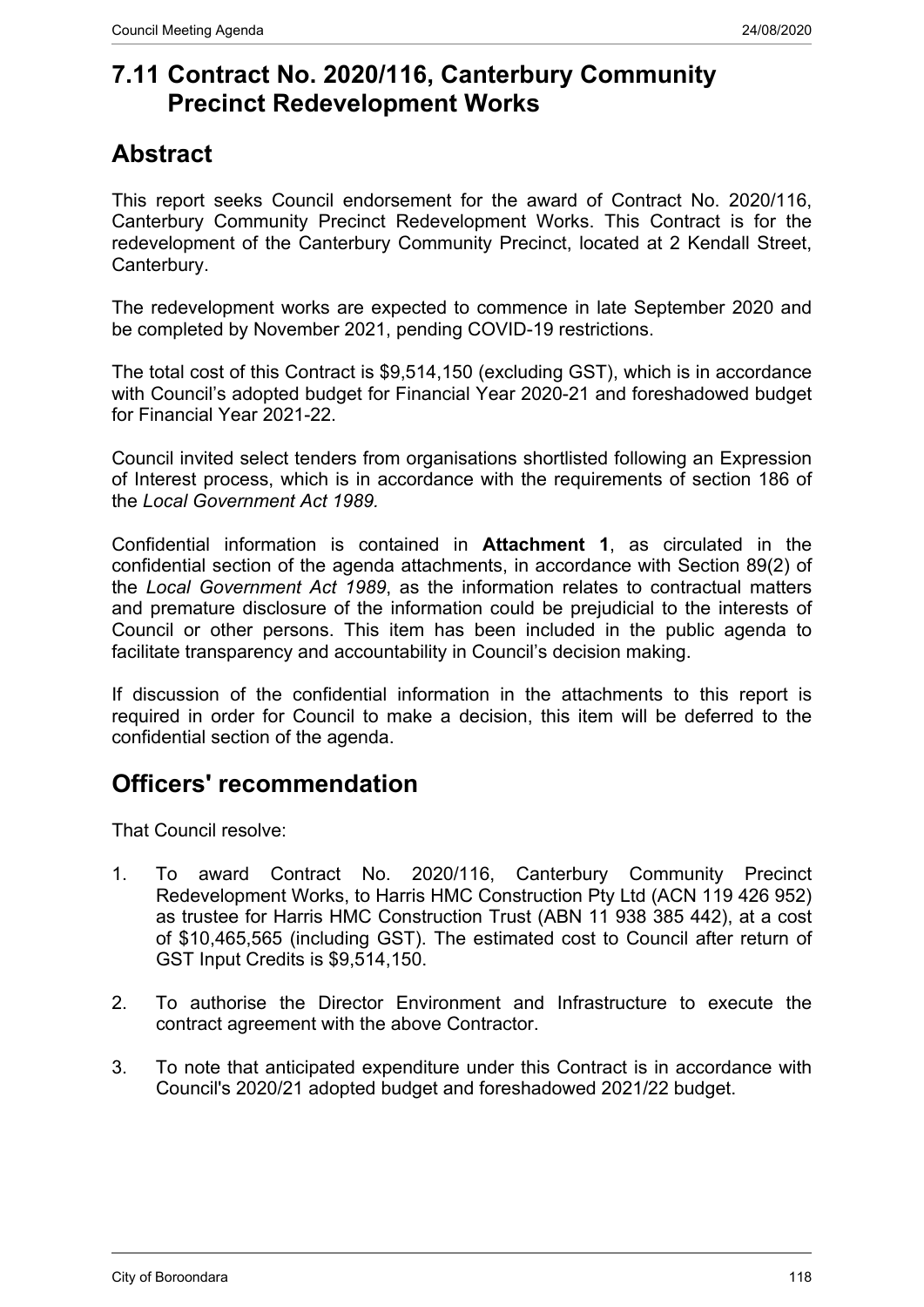# 7.11 Contract No. 2020/116, Canterbury Community Precinct Redevelopment Works

## Abstract

This report seeks Council endorsement for the award of Contract No. 2020/116, Canterbury Community Precinct Redevelopment Works. This Contract is for the redevelopment of the Canterbury Community Precinct, located at 2 Kendall Street, Canterbury.

The redevelopment works are expected to commence in late September 2020 and be completed by November 2021, pending COVID-19 restrictions.

The total cost of this Contract is $9,514,150 (excluding GST), which is in accordance with Council's adopted budget for Financial Year 2020-21 and foreshadowed budget for Financial Year 2021-22.

Council invited select tenders from organisations shortlisted following an Expression of Interest process, which is in accordance with the requirements of section 186 of the *Local Government Act 1989.*

Confidential information is contained in **Attachment 1**, as circulated in the confidential section of the agenda attachments, in accordance with Section 89(2) of the *Local Government Act 1989*, as the information relates to contractual matters and premature disclosure of the information could be prejudicial to the interests of Council or other persons. This item has been included in the public agenda to facilitate transparency and accountability in Council's decision making.

If discussion of the confidential information in the attachments to this report is required in order for Council to make a decision, this item will be deferred to the confidential section of the agenda.

## Officers' recommendation

That Council resolve:

1. To award Contract No. 2020/116, Canterbury Community Precinct Redevelopment Works, to Harris HMC Construction Pty Ltd (ACN 119 426 952) as trustee for Harris HMC Construction Trust (ABN 11 938 385 442), at a cost of $10,465,565 (including GST). The estimated cost to Council after return of GST Input Credits is $9,514,150.

2. To authorise the Director Environment and Infrastructure to execute the contract agreement with the above Contractor.

3. To note that anticipated expenditure under this Contract is in accordance with Council's 2020/21 adopted budget and foreshadowed 2021/22 budget.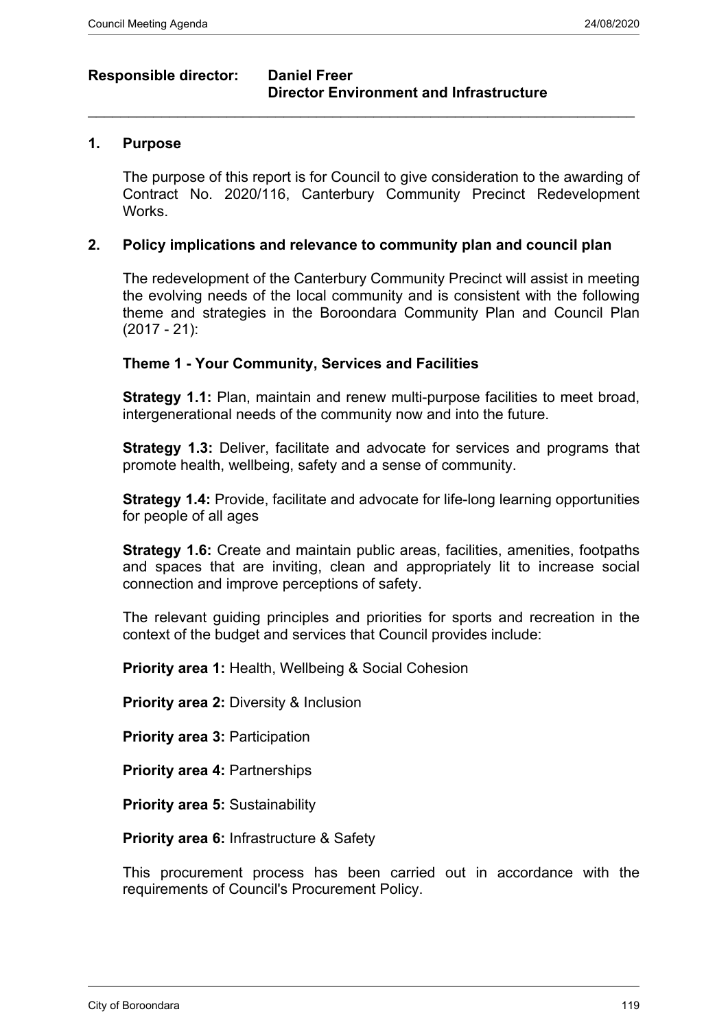**Responsible director:** **Daniel Freer**
**Director Environment and Infrastructure**

---

## 1. Purpose

The purpose of this report is for Council to give consideration to the awarding of Contract No. 2020/116, Canterbury Community Precinct Redevelopment Works.

## 2. Policy implications and relevance to community plan and council plan

The redevelopment of the Canterbury Community Precinct will assist in meeting the evolving needs of the local community and is consistent with the following theme and strategies in the Boroondara Community Plan and Council Plan (2017 - 21):

**Theme 1 - Your Community, Services and Facilities**

**Strategy 1.1:** Plan, maintain and renew multi-purpose facilities to meet broad, intergenerational needs of the community now and into the future.

**Strategy 1.3:** Deliver, facilitate and advocate for services and programs that promote health, wellbeing, safety and a sense of community.

**Strategy 1.4:** Provide, facilitate and advocate for life-long learning opportunities for people of all ages

**Strategy 1.6:** Create and maintain public areas, facilities, amenities, footpaths and spaces that are inviting, clean and appropriately lit to increase social connection and improve perceptions of safety.

The relevant guiding principles and priorities for sports and recreation in the context of the budget and services that Council provides include:

**Priority area 1:** Health, Wellbeing & Social Cohesion

**Priority area 2:** Diversity & Inclusion

**Priority area 3:** Participation

**Priority area 4:** Partnerships

**Priority area 5:** Sustainability

**Priority area 6:** Infrastructure & Safety

This procurement process has been carried out in accordance with the requirements of Council's Procurement Policy.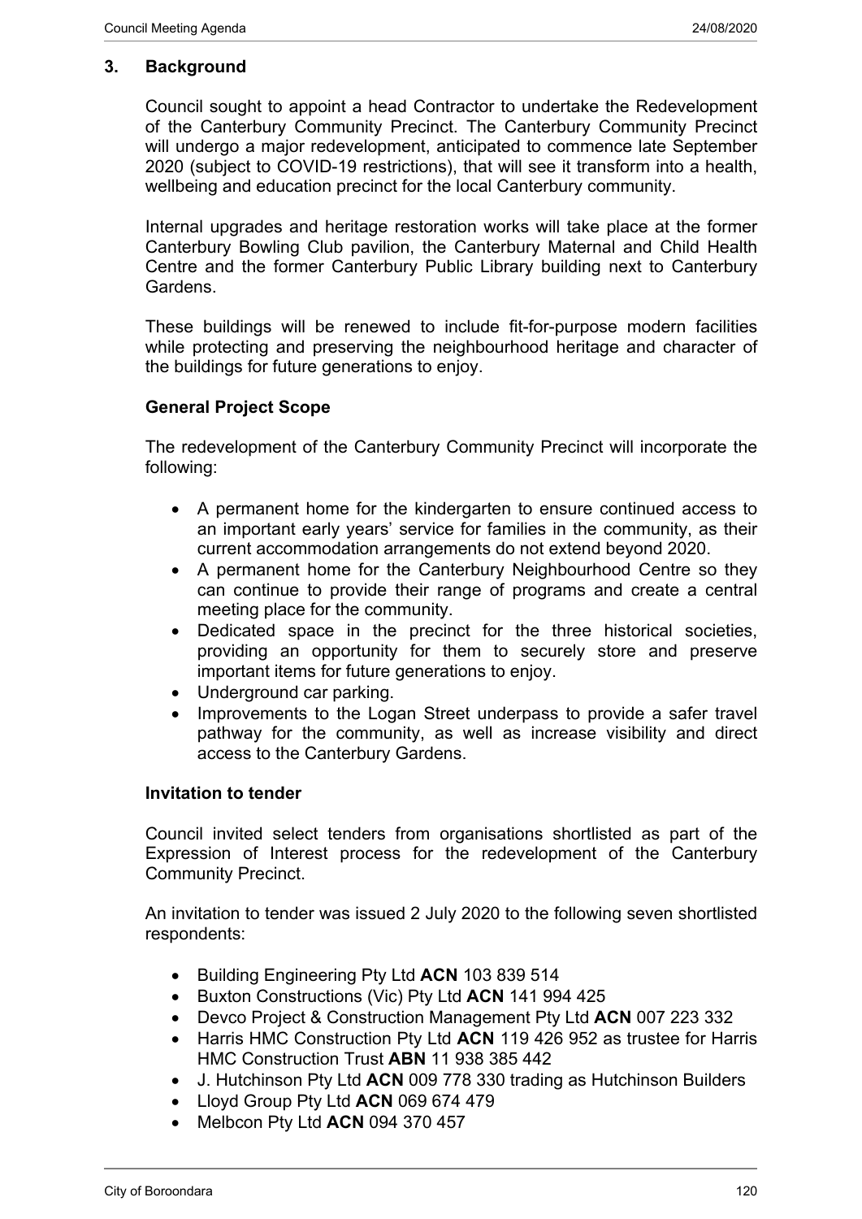## 3. Background

Council sought to appoint a head Contractor to undertake the Redevelopment of the Canterbury Community Precinct. The Canterbury Community Precinct will undergo a major redevelopment, anticipated to commence late September 2020 (subject to COVID-19 restrictions), that will see it transform into a health, wellbeing and education precinct for the local Canterbury community.

Internal upgrades and heritage restoration works will take place at the former Canterbury Bowling Club pavilion, the Canterbury Maternal and Child Health Centre and the former Canterbury Public Library building next to Canterbury Gardens.

These buildings will be renewed to include fit-for-purpose modern facilities while protecting and preserving the neighbourhood heritage and character of the buildings for future generations to enjoy.

### General Project Scope

The redevelopment of the Canterbury Community Precinct will incorporate the following:

- A permanent home for the kindergarten to ensure continued access to an important early years' service for families in the community, as their current accommodation arrangements do not extend beyond 2020.
- A permanent home for the Canterbury Neighbourhood Centre so they can continue to provide their range of programs and create a central meeting place for the community.
- Dedicated space in the precinct for the three historical societies, providing an opportunity for them to securely store and preserve important items for future generations to enjoy.
- Underground car parking.
- Improvements to the Logan Street underpass to provide a safer travel pathway for the community, as well as increase visibility and direct access to the Canterbury Gardens.

### Invitation to tender

Council invited select tenders from organisations shortlisted as part of the Expression of Interest process for the redevelopment of the Canterbury Community Precinct.

An invitation to tender was issued 2 July 2020 to the following seven shortlisted respondents:

- Building Engineering Pty Ltd **ACN** 103 839 514
- Buxton Constructions (Vic) Pty Ltd **ACN** 141 994 425
- Devco Project & Construction Management Pty Ltd **ACN** 007 223 332
- Harris HMC Construction Pty Ltd **ACN** 119 426 952 as trustee for Harris HMC Construction Trust **ABN** 11 938 385 442
- J. Hutchinson Pty Ltd **ACN** 009 778 330 trading as Hutchinson Builders
- Lloyd Group Pty Ltd **ACN** 069 674 479
- Melbcon Pty Ltd **ACN** 094 370 457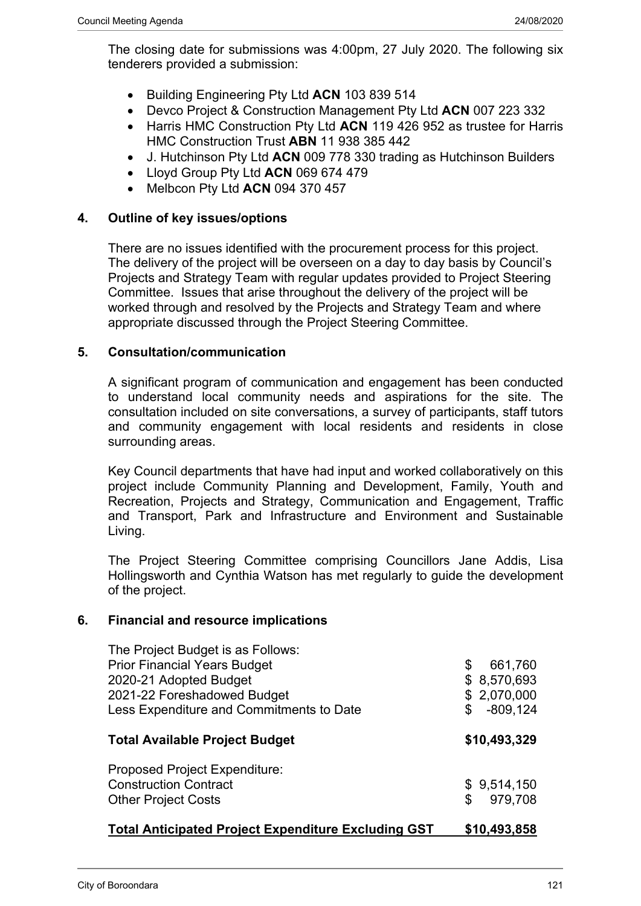The closing date for submissions was 4:00pm, 27 July 2020. The following six tenderers provided a submission:

- Building Engineering Pty Ltd **ACN** 103 839 514
- Devco Project & Construction Management Pty Ltd **ACN** 007 223 332
- Harris HMC Construction Pty Ltd **ACN** 119 426 952 as trustee for Harris HMC Construction Trust **ABN** 11 938 385 442
- J. Hutchinson Pty Ltd **ACN** 009 778 330 trading as Hutchinson Builders
- Lloyd Group Pty Ltd **ACN** 069 674 479
- Melbcon Pty Ltd **ACN** 094 370 457

## 4. Outline of key issues/options

There are no issues identified with the procurement process for this project. The delivery of the project will be overseen on a day to day basis by Council's Projects and Strategy Team with regular updates provided to Project Steering Committee. Issues that arise throughout the delivery of the project will be worked through and resolved by the Projects and Strategy Team and where appropriate discussed through the Project Steering Committee.

## 5. Consultation/communication

A significant program of communication and engagement has been conducted to understand local community needs and aspirations for the site. The consultation included on site conversations, a survey of participants, staff tutors and community engagement with local residents and residents in close surrounding areas.

Key Council departments that have had input and worked collaboratively on this project include Community Planning and Development, Family, Youth and Recreation, Projects and Strategy, Communication and Engagement, Traffic and Transport, Park and Infrastructure and Environment and Sustainable Living.

The Project Steering Committee comprising Councillors Jane Addis, Lisa Hollingsworth and Cynthia Watson has met regularly to guide the development of the project.

## 6. Financial and resource implications

| The Project Budget is as Follows: | |
|---|---|
| Prior Financial Years Budget | $ 661,760 |
| 2020-21 Adopted Budget | $ 8,570,693 |
| 2021-22 Foreshadowed Budget | $ 2,070,000 |
| Less Expenditure and Commitments to Date | $ -809,124 |
| **Total Available Project Budget** | **$10,493,329** |
| Proposed Project Expenditure: | |
| Construction Contract | $ 9,514,150 |
| Other Project Costs | $ 979,708 |
| **Total Anticipated Project Expenditure Excluding GST** | **$10,493,858** |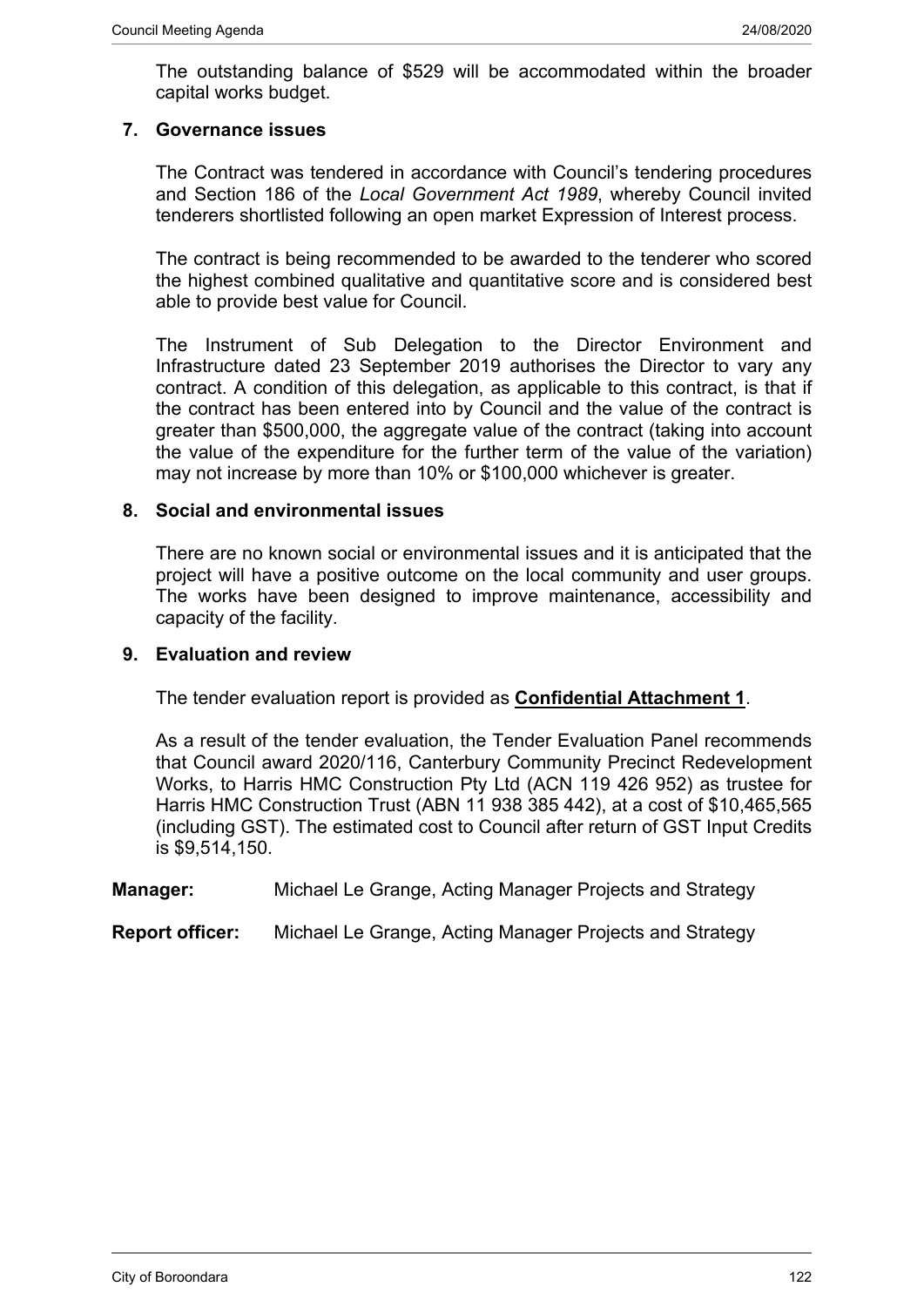The outstanding balance of $529 will be accommodated within the broader capital works budget.

## 7. Governance issues

The Contract was tendered in accordance with Council's tendering procedures and Section 186 of the *Local Government Act 1989*, whereby Council invited tenderers shortlisted following an open market Expression of Interest process.

The contract is being recommended to be awarded to the tenderer who scored the highest combined qualitative and quantitative score and is considered best able to provide best value for Council.

The Instrument of Sub Delegation to the Director Environment and Infrastructure dated 23 September 2019 authorises the Director to vary any contract. A condition of this delegation, as applicable to this contract, is that if the contract has been entered into by Council and the value of the contract is greater than $500,000, the aggregate value of the contract (taking into account the value of the expenditure for the further term of the value of the variation) may not increase by more than 10% or $100,000 whichever is greater.

## 8. Social and environmental issues

There are no known social or environmental issues and it is anticipated that the project will have a positive outcome on the local community and user groups. The works have been designed to improve maintenance, accessibility and capacity of the facility.

## 9. Evaluation and review

The tender evaluation report is provided as **Confidential Attachment 1**.

As a result of the tender evaluation, the Tender Evaluation Panel recommends that Council award 2020/116, Canterbury Community Precinct Redevelopment Works, to Harris HMC Construction Pty Ltd (ACN 119 426 952) as trustee for Harris HMC Construction Trust (ABN 11 938 385 442), at a cost of $10,465,565 (including GST). The estimated cost to Council after return of GST Input Credits is $9,514,150.

**Manager:** Michael Le Grange, Acting Manager Projects and Strategy

**Report officer:** Michael Le Grange, Acting Manager Projects and Strategy